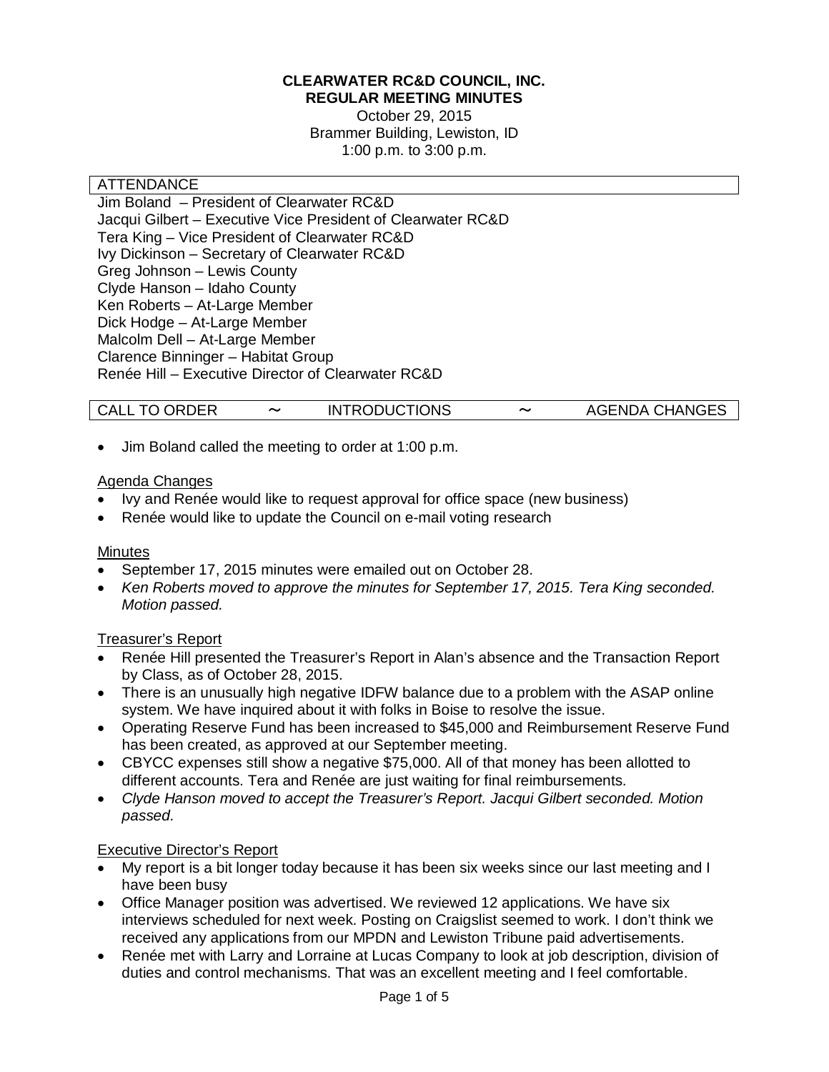**CLEARWATER RC&D COUNCIL, INC.**
**REGULAR MEETING MINUTES**
October 29, 2015
Brammer Building, Lewiston, ID
1:00 p.m. to 3:00 p.m.

## ATTENDANCE

Jim Boland – President of Clearwater RC&D
Jacqui Gilbert – Executive Vice President of Clearwater RC&D
Tera King – Vice President of Clearwater RC&D
Ivy Dickinson – Secretary of Clearwater RC&D
Greg Johnson – Lewis County
Clyde Hanson – Idaho County
Ken Roberts – At-Large Member
Dick Hodge – At-Large Member
Malcolm Dell – At-Large Member
Clarence Binninger – Habitat Group
Renée Hill – Executive Director of Clearwater RC&D

## CALL TO ORDER ~ INTRODUCTIONS ~ AGENDA CHANGES

- Jim Boland called the meeting to order at 1:00 p.m.

Agenda Changes

- Ivy and Renée would like to request approval for office space (new business)
- Renée would like to update the Council on e-mail voting research

Minutes

- September 17, 2015 minutes were emailed out on October 28.
- *Ken Roberts moved to approve the minutes for September 17, 2015. Tera King seconded. Motion passed.*

Treasurer's Report

- Renée Hill presented the Treasurer's Report in Alan's absence and the Transaction Report by Class, as of October 28, 2015.
- There is an unusually high negative IDFW balance due to a problem with the ASAP online system. We have inquired about it with folks in Boise to resolve the issue.
- Operating Reserve Fund has been increased to $45,000 and Reimbursement Reserve Fund has been created, as approved at our September meeting.
- CBYCC expenses still show a negative $75,000. All of that money has been allotted to different accounts. Tera and Renée are just waiting for final reimbursements.
- *Clyde Hanson moved to accept the Treasurer's Report. Jacqui Gilbert seconded. Motion passed.*

Executive Director's Report

- My report is a bit longer today because it has been six weeks since our last meeting and I have been busy
- Office Manager position was advertised. We reviewed 12 applications. We have six interviews scheduled for next week. Posting on Craigslist seemed to work. I don't think we received any applications from our MPDN and Lewiston Tribune paid advertisements.
- Renée met with Larry and Lorraine at Lucas Company to look at job description, division of duties and control mechanisms. That was an excellent meeting and I feel comfortable.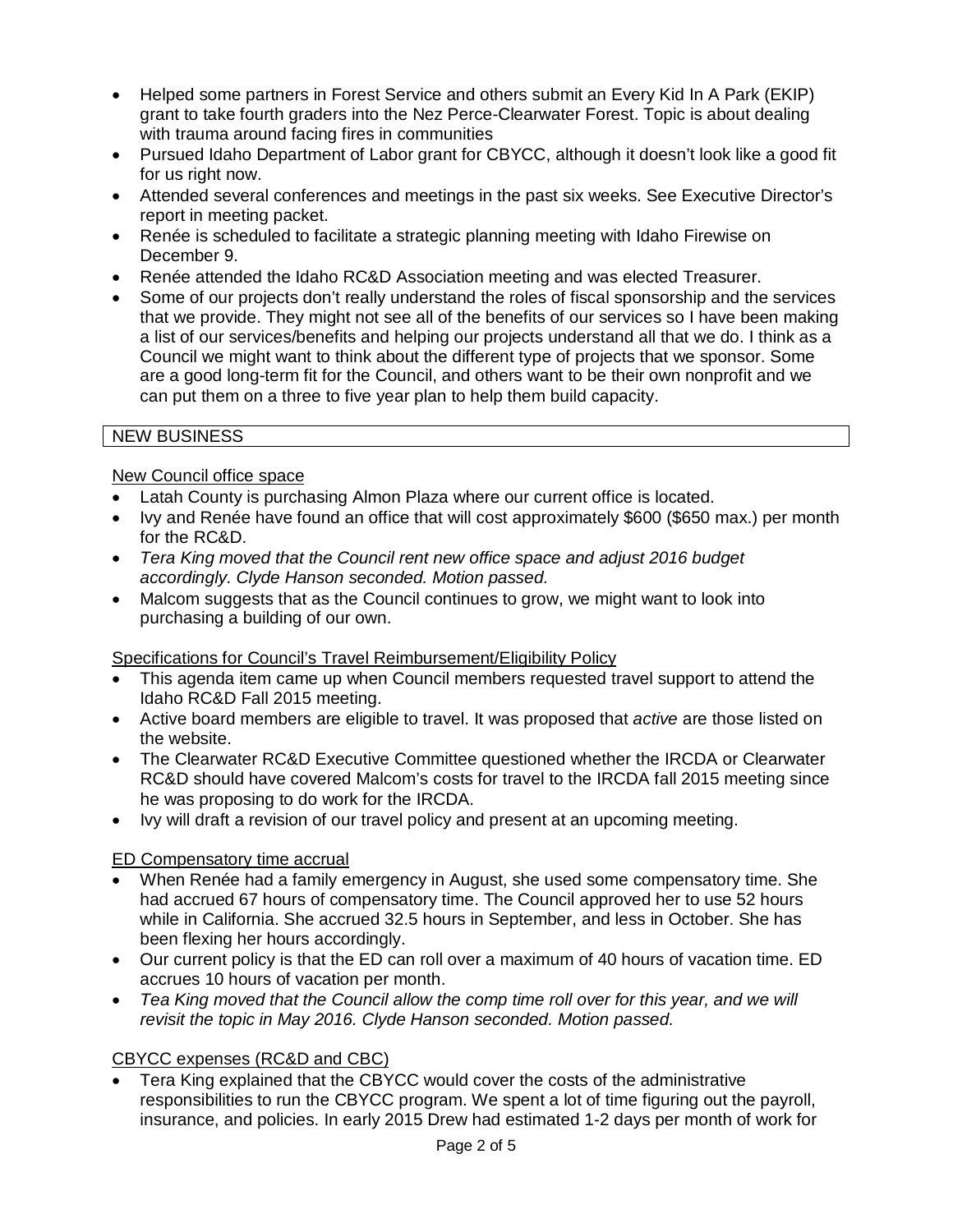- Helped some partners in Forest Service and others submit an Every Kid In A Park (EKIP) grant to take fourth graders into the Nez Perce-Clearwater Forest. Topic is about dealing with trauma around facing fires in communities
- Pursued Idaho Department of Labor grant for CBYCC, although it doesn't look like a good fit for us right now.
- Attended several conferences and meetings in the past six weeks. See Executive Director's report in meeting packet.
- Renée is scheduled to facilitate a strategic planning meeting with Idaho Firewise on December 9.
- Renée attended the Idaho RC&D Association meeting and was elected Treasurer.
- Some of our projects don't really understand the roles of fiscal sponsorship and the services that we provide. They might not see all of the benefits of our services so I have been making a list of our services/benefits and helping our projects understand all that we do. I think as a Council we might want to think about the different type of projects that we sponsor. Some are a good long-term fit for the Council, and others want to be their own nonprofit and we can put them on a three to five year plan to help them build capacity.

## NEW BUSINESS

<u>New Council office space</u>

- Latah County is purchasing Almon Plaza where our current office is located.
- Ivy and Renée have found an office that will cost approximately $600 ($650 max.) per month for the RC&D.
- *Tera King moved that the Council rent new office space and adjust 2016 budget accordingly. Clyde Hanson seconded. Motion passed.*
- Malcom suggests that as the Council continues to grow, we might want to look into purchasing a building of our own.

<u>Specifications for Council's Travel Reimbursement/Eligibility Policy</u>

- This agenda item came up when Council members requested travel support to attend the Idaho RC&D Fall 2015 meeting.
- Active board members are eligible to travel. It was proposed that *active* are those listed on the website.
- The Clearwater RC&D Executive Committee questioned whether the IRCDA or Clearwater RC&D should have covered Malcom's costs for travel to the IRCDA fall 2015 meeting since he was proposing to do work for the IRCDA.
- Ivy will draft a revision of our travel policy and present at an upcoming meeting.

<u>ED Compensatory time accrual</u>

- When Renée had a family emergency in August, she used some compensatory time. She had accrued 67 hours of compensatory time. The Council approved her to use 52 hours while in California. She accrued 32.5 hours in September, and less in October. She has been flexing her hours accordingly.
- Our current policy is that the ED can roll over a maximum of 40 hours of vacation time. ED accrues 10 hours of vacation per month.
- *Tea King moved that the Council allow the comp time roll over for this year, and we will revisit the topic in May 2016. Clyde Hanson seconded. Motion passed.*

<u>CBYCC expenses (RC&D and CBC)</u>

- Tera King explained that the CBYCC would cover the costs of the administrative responsibilities to run the CBYCC program. We spent a lot of time figuring out the payroll, insurance, and policies. In early 2015 Drew had estimated 1-2 days per month of work for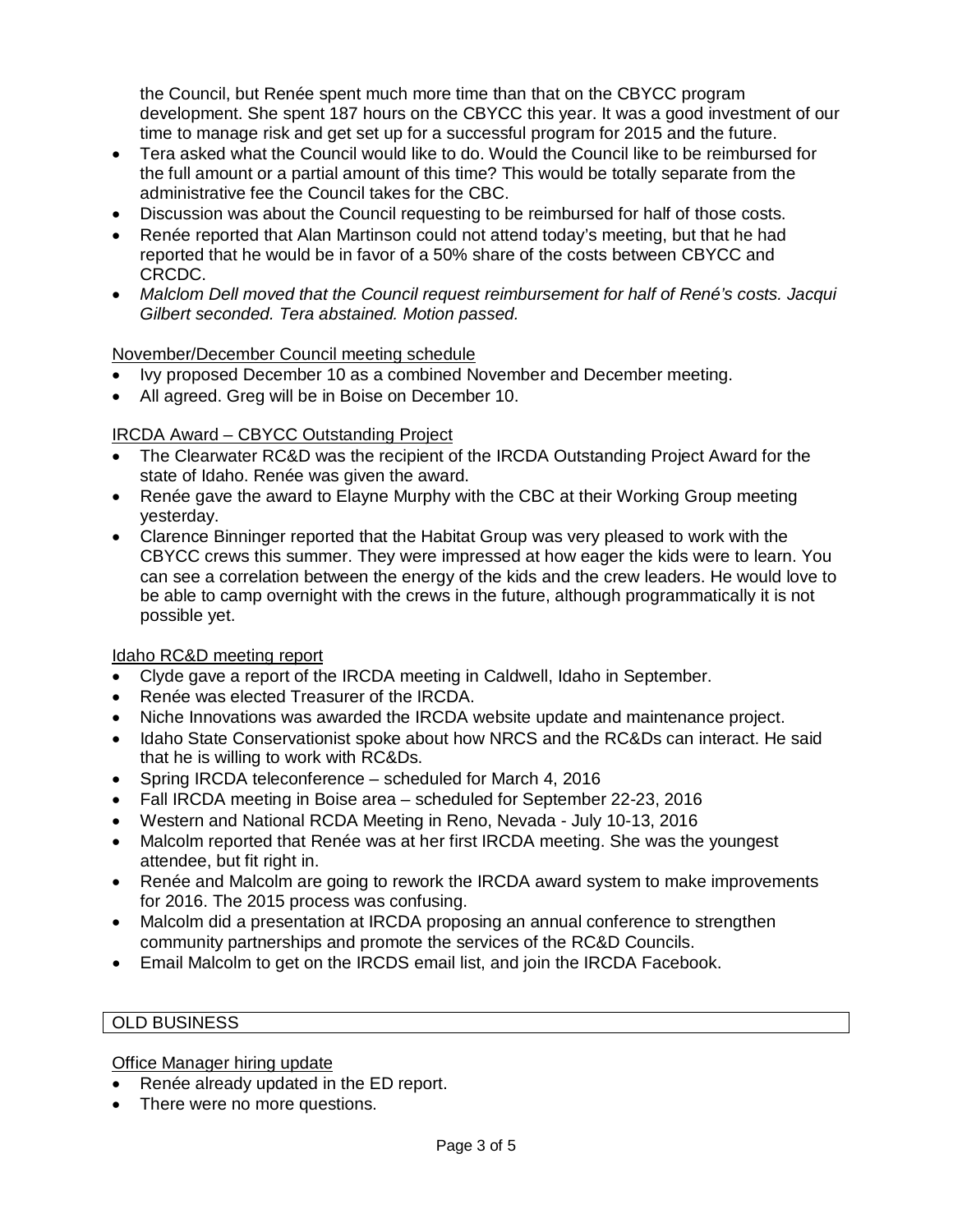the Council, but Renée spent much more time than that on the CBYCC program development. She spent 187 hours on the CBYCC this year. It was a good investment of our time to manage risk and get set up for a successful program for 2015 and the future.

- Tera asked what the Council would like to do. Would the Council like to be reimbursed for the full amount or a partial amount of this time? This would be totally separate from the administrative fee the Council takes for the CBC.
- Discussion was about the Council requesting to be reimbursed for half of those costs.
- Renée reported that Alan Martinson could not attend today's meeting, but that he had reported that he would be in favor of a 50% share of the costs between CBYCC and CRCDC.
- *Malclom Dell moved that the Council request reimbursement for half of René's costs. Jacqui Gilbert seconded. Tera abstained. Motion passed.*

<u>November/December Council meeting schedule</u>

- Ivy proposed December 10 as a combined November and December meeting.
- All agreed. Greg will be in Boise on December 10.

<u>IRCDA Award – CBYCC Outstanding Project</u>

- The Clearwater RC&D was the recipient of the IRCDA Outstanding Project Award for the state of Idaho. Renée was given the award.
- Renée gave the award to Elayne Murphy with the CBC at their Working Group meeting yesterday.
- Clarence Binninger reported that the Habitat Group was very pleased to work with the CBYCC crews this summer. They were impressed at how eager the kids were to learn. You can see a correlation between the energy of the kids and the crew leaders. He would love to be able to camp overnight with the crews in the future, although programmatically it is not possible yet.

<u>Idaho RC&D meeting report</u>

- Clyde gave a report of the IRCDA meeting in Caldwell, Idaho in September.
- Renée was elected Treasurer of the IRCDA.
- Niche Innovations was awarded the IRCDA website update and maintenance project.
- Idaho State Conservationist spoke about how NRCS and the RC&Ds can interact. He said that he is willing to work with RC&Ds.
- Spring IRCDA teleconference – scheduled for March 4, 2016
- Fall IRCDA meeting in Boise area – scheduled for September 22-23, 2016
- Western and National RCDA Meeting in Reno, Nevada - July 10-13, 2016
- Malcolm reported that Renée was at her first IRCDA meeting. She was the youngest attendee, but fit right in.
- Renée and Malcolm are going to rework the IRCDA award system to make improvements for 2016. The 2015 process was confusing.
- Malcolm did a presentation at IRCDA proposing an annual conference to strengthen community partnerships and promote the services of the RC&D Councils.
- Email Malcolm to get on the IRCDS email list, and join the IRCDA Facebook.

## OLD BUSINESS

<u>Office Manager hiring update</u>

- Renée already updated in the ED report.
- There were no more questions.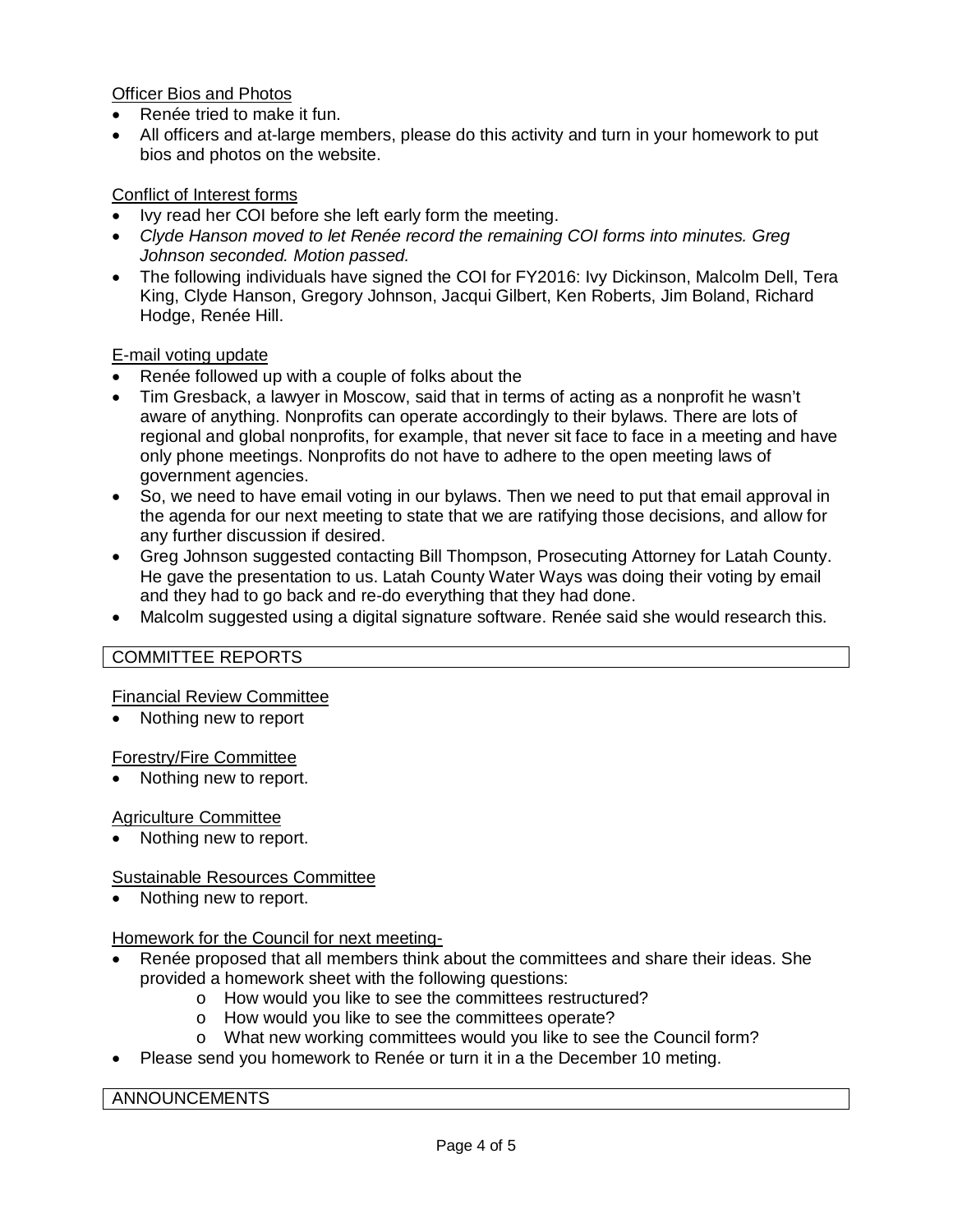Officer Bios and Photos

- Renée tried to make it fun.
- All officers and at-large members, please do this activity and turn in your homework to put bios and photos on the website.

Conflict of Interest forms

- Ivy read her COI before she left early form the meeting.
- *Clyde Hanson moved to let Renée record the remaining COI forms into minutes. Greg Johnson seconded. Motion passed.*
- The following individuals have signed the COI for FY2016: Ivy Dickinson, Malcolm Dell, Tera King, Clyde Hanson, Gregory Johnson, Jacqui Gilbert, Ken Roberts, Jim Boland, Richard Hodge, Renée Hill.

E-mail voting update

- Renée followed up with a couple of folks about the
- Tim Gresback, a lawyer in Moscow, said that in terms of acting as a nonprofit he wasn't aware of anything. Nonprofits can operate accordingly to their bylaws. There are lots of regional and global nonprofits, for example, that never sit face to face in a meeting and have only phone meetings. Nonprofits do not have to adhere to the open meeting laws of government agencies.
- So, we need to have email voting in our bylaws. Then we need to put that email approval in the agenda for our next meeting to state that we are ratifying those decisions, and allow for any further discussion if desired.
- Greg Johnson suggested contacting Bill Thompson, Prosecuting Attorney for Latah County. He gave the presentation to us. Latah County Water Ways was doing their voting by email and they had to go back and re-do everything that they had done.
- Malcolm suggested using a digital signature software. Renée said she would research this.

## COMMITTEE REPORTS

Financial Review Committee

- Nothing new to report

Forestry/Fire Committee

- Nothing new to report.

Agriculture Committee

- Nothing new to report.

Sustainable Resources Committee

- Nothing new to report.

Homework for the Council for next meeting-

- Renée proposed that all members think about the committees and share their ideas. She provided a homework sheet with the following questions:
  - How would you like to see the committees restructured?
  - How would you like to see the committees operate?
  - What new working committees would you like to see the Council form?
- Please send you homework to Renée or turn it in a the December 10 meting.

## ANNOUNCEMENTS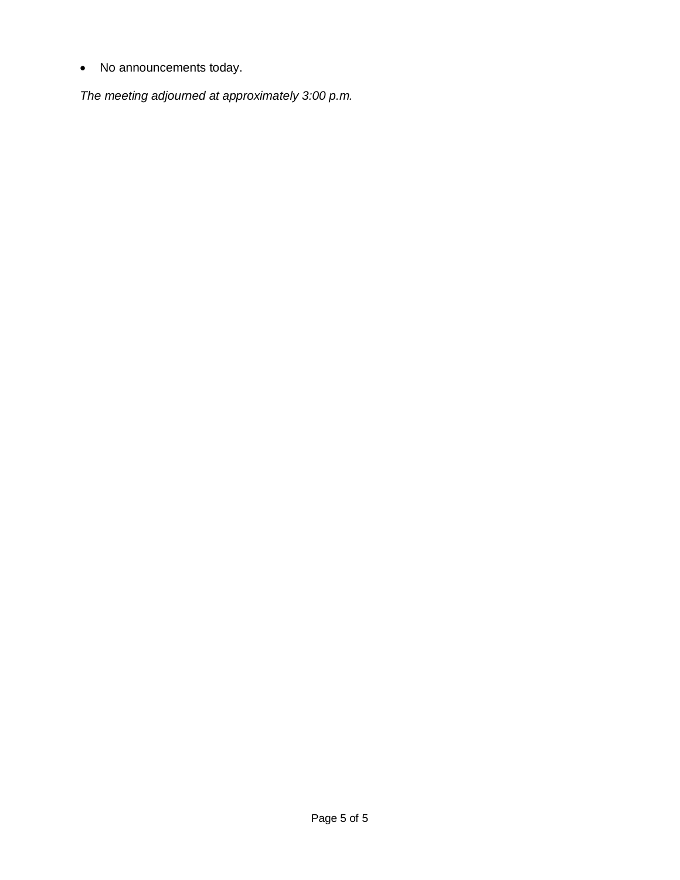- No announcements today.

*The meeting adjourned at approximately 3:00 p.m.*